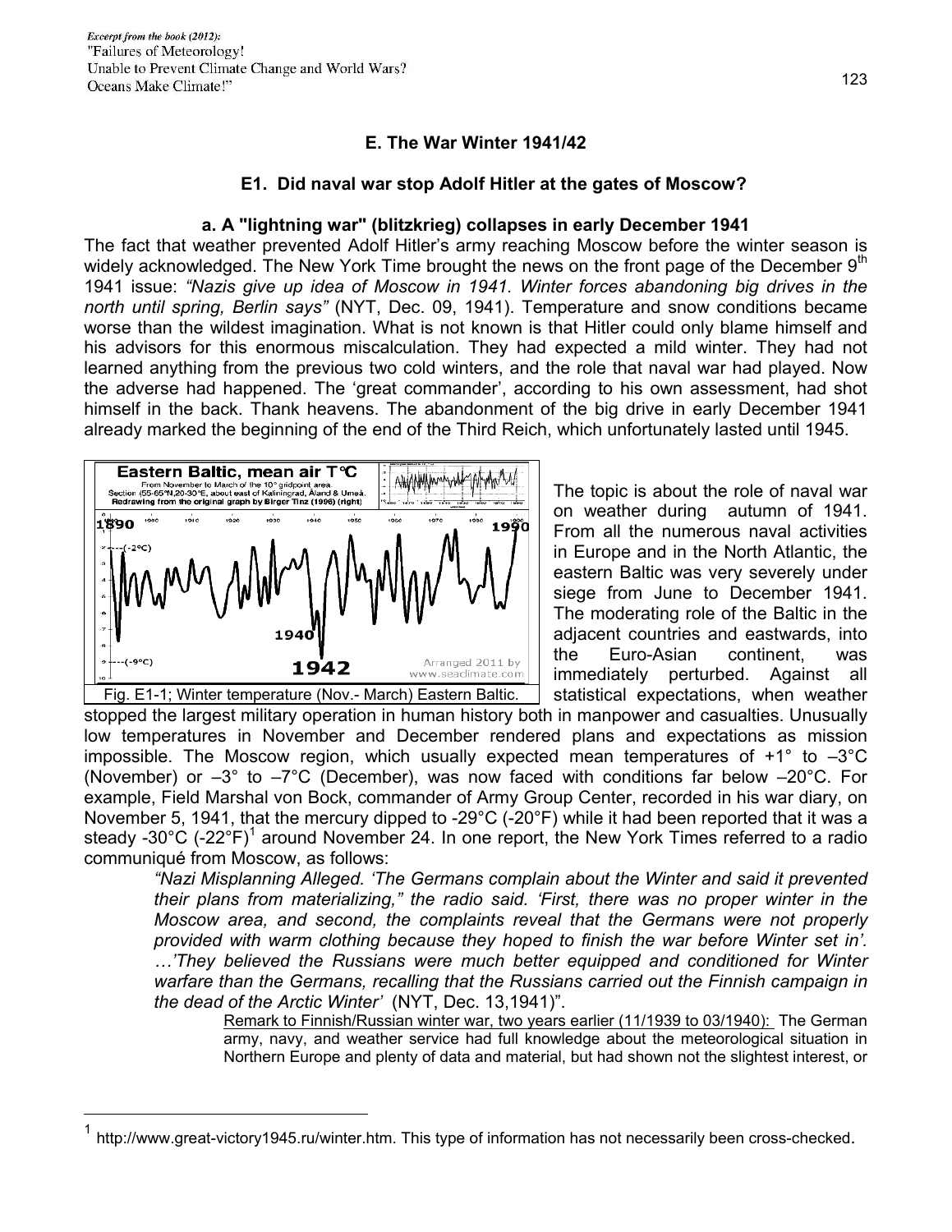*Excerpt from the book (2012):*
"Failures of Meteorology!
Unable to Prevent Climate Change and World Wars?
Oceans Make Climate!"

## E. The War Winter 1941/42

### E1. Did naval war stop Adolf Hitler at the gates of Moscow?

#### a. A "lightning war" (blitzkrieg) collapses in early December 1941

The fact that weather prevented Adolf Hitler's army reaching Moscow before the winter season is widely acknowledged. The New York Time brought the news on the front page of the December 9th 1941 issue: *"Nazis give up idea of Moscow in 1941. Winter forces abandoning big drives in the north until spring, Berlin says"* (NYT, Dec. 09, 1941). Temperature and snow conditions became worse than the wildest imagination. What is not known is that Hitler could only blame himself and his advisors for this enormous miscalculation. They had expected a mild winter. They had not learned anything from the previous two cold winters, and the role that naval war had played. Now the adverse had happened. The 'great commander', according to his own assessment, had shot himself in the back. Thank heavens. The abandonment of the big drive in early December 1941 already marked the beginning of the end of the Third Reich, which unfortunately lasted until 1945.

Fig. E1-1; Winter temperature (Nov.- March) Eastern Baltic.

The topic is about the role of naval war on weather during autumn of 1941. From all the numerous naval activities in Europe and in the North Atlantic, the eastern Baltic was very severely under siege from June to December 1941. The moderating role of the Baltic in the adjacent countries and eastwards, into the Euro-Asian continent, was immediately perturbed. Against all statistical expectations, when weather stopped the largest military operation in human history both in manpower and casualties. Unusually low temperatures in November and December rendered plans and expectations as mission impossible. The Moscow region, which usually expected mean temperatures of +1° to –3°C (November) or –3° to –7°C (December), was now faced with conditions far below –20°C. For example, Field Marshal von Bock, commander of Army Group Center, recorded in his war diary, on November 5, 1941, that the mercury dipped to -29°C (-20°F) while it had been reported that it was a steady -30°C (-22°F)[1] around November 24. In one report, the New York Times referred to a radio communiqué from Moscow, as follows:

> *"Nazi Misplanning Alleged. 'The Germans complain about the Winter and said it prevented their plans from materializing," the radio said. 'First, there was no proper winter in the Moscow area, and second, the complaints reveal that the Germans were not properly provided with warm clothing because they hoped to finish the war before Winter set in'. …'They believed the Russians were much better equipped and conditioned for Winter warfare than the Germans, recalling that the Russians carried out the Finnish campaign in the dead of the Arctic Winter'* (NYT, Dec. 13,1941)".
>
> Remark to Finnish/Russian winter war, two years earlier (11/1939 to 03/1940): The German army, navy, and weather service had full knowledge about the meteorological situation in Northern Europe and plenty of data and material, but had shown not the slightest interest, or

[1] http://www.great-victory1945.ru/winter.htm. This type of information has not necessarily been cross-checked.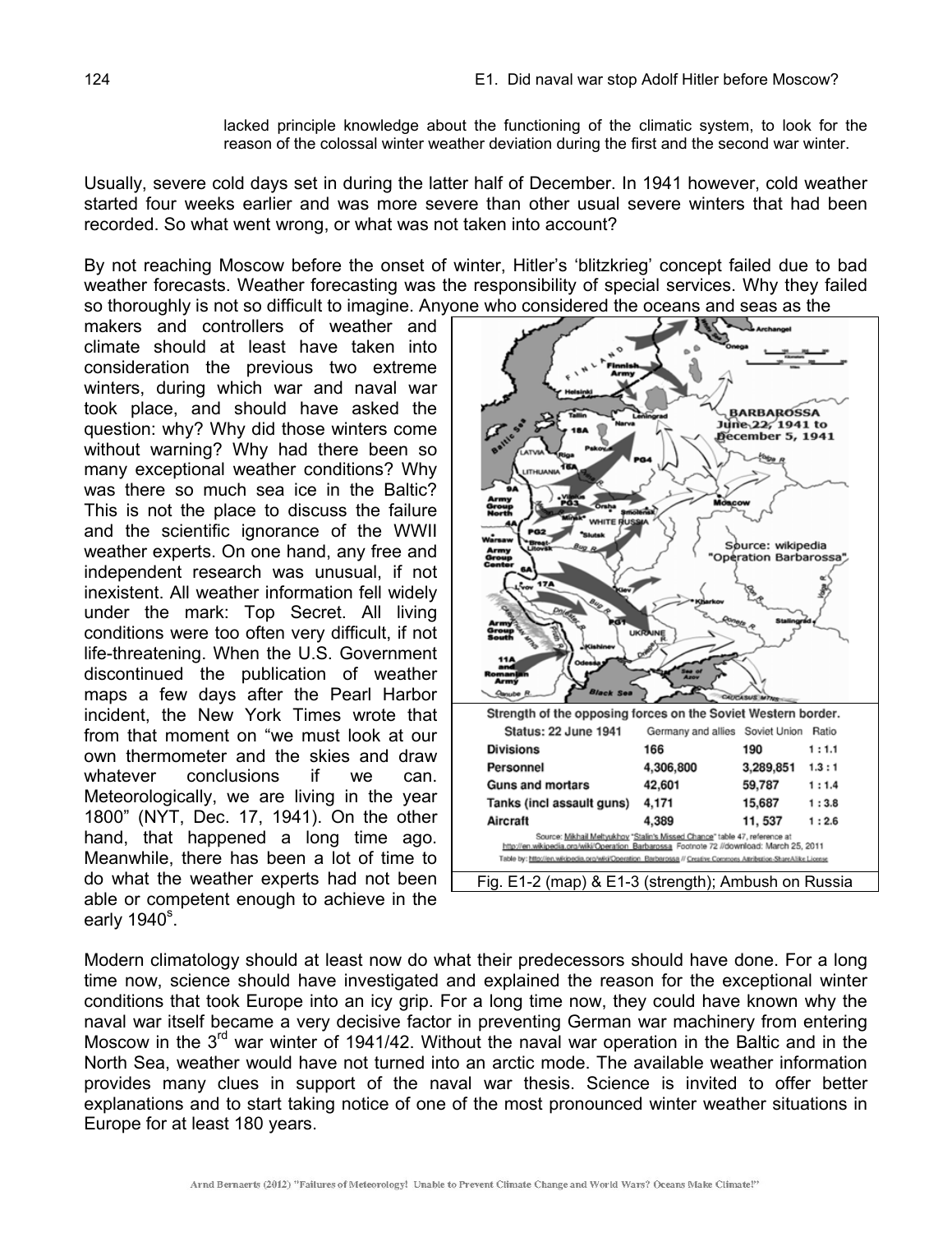lacked principle knowledge about the functioning of the climatic system, to look for the reason of the colossal winter weather deviation during the first and the second war winter.

Usually, severe cold days set in during the latter half of December. In 1941 however, cold weather started four weeks earlier and was more severe than other usual severe winters that had been recorded. So what went wrong, or what was not taken into account?

By not reaching Moscow before the onset of winter, Hitler's 'blitzkrieg' concept failed due to bad weather forecasts. Weather forecasting was the responsibility of special services. Why they failed so thoroughly is not so difficult to imagine. Anyone who considered the oceans and seas as the makers and controllers of weather and climate should at least have taken into consideration the previous two extreme winters, during which war and naval war took place, and should have asked the question: why? Why did those winters come without warning? Why had there been so many exceptional weather conditions? Why was there so much sea ice in the Baltic? This is not the place to discuss the failure and the scientific ignorance of the WWII weather experts. On one hand, any free and independent research was unusual, if not inexistent. All weather information fell widely under the mark: Top Secret. All living conditions were too often very difficult, if not life-threatening. When the U.S. Government discontinued the publication of weather maps a few days after the Pearl Harbor incident, the New York Times wrote that from that moment on "we must look at our own thermometer and the skies and draw whatever conclusions if we can. Meteorologically, we are living in the year 1800" (NYT, Dec. 17, 1941). On the other hand, that happened a long time ago. Meanwhile, there has been a lot of time to do what the weather experts had not been able or competent enough to achieve in the early 1940s.

Strength of the opposing forces on the Soviet Western border.

| Status: 22 June 1941 | Germany and allies | Soviet Union | Ratio |
|---|---|---|---|
| Divisions | 166 | 190 | 1 : 1.1 |
| Personnel | 4,306,800 | 3,289,851 | 1.3 : 1 |
| Guns and mortars | 42,601 | 59,787 | 1 : 1.4 |
| Tanks (incl assault guns) | 4,171 | 15,687 | 1 : 3.8 |
| Aircraft | 4,389 | 11, 537 | 1 : 2.6 |

Source: Mikhail Meltyukhov "Stalin's Missed Chance" table 47, reference at http://en.wikipedia.org/wiki/Operation_Barbarossa Footnote 72 //download: March 25, 2011
Table by: http://en.wikipedia.org/wiki/Operation_Barbarossa // Creative Commons Attribution-ShareAlike License

Fig. E1-2 (map) & E1-3 (strength); Ambush on Russia

Modern climatology should at least now do what their predecessors should have done. For a long time now, science should have investigated and explained the reason for the exceptional winter conditions that took Europe into an icy grip. For a long time now, they could have known why the naval war itself became a very decisive factor in preventing German war machinery from entering Moscow in the 3rd war winter of 1941/42. Without the naval war operation in the Baltic and in the North Sea, weather would have not turned into an arctic mode. The available weather information provides many clues in support of the naval war thesis. Science is invited to offer better explanations and to start taking notice of one of the most pronounced winter weather situations in Europe for at least 180 years.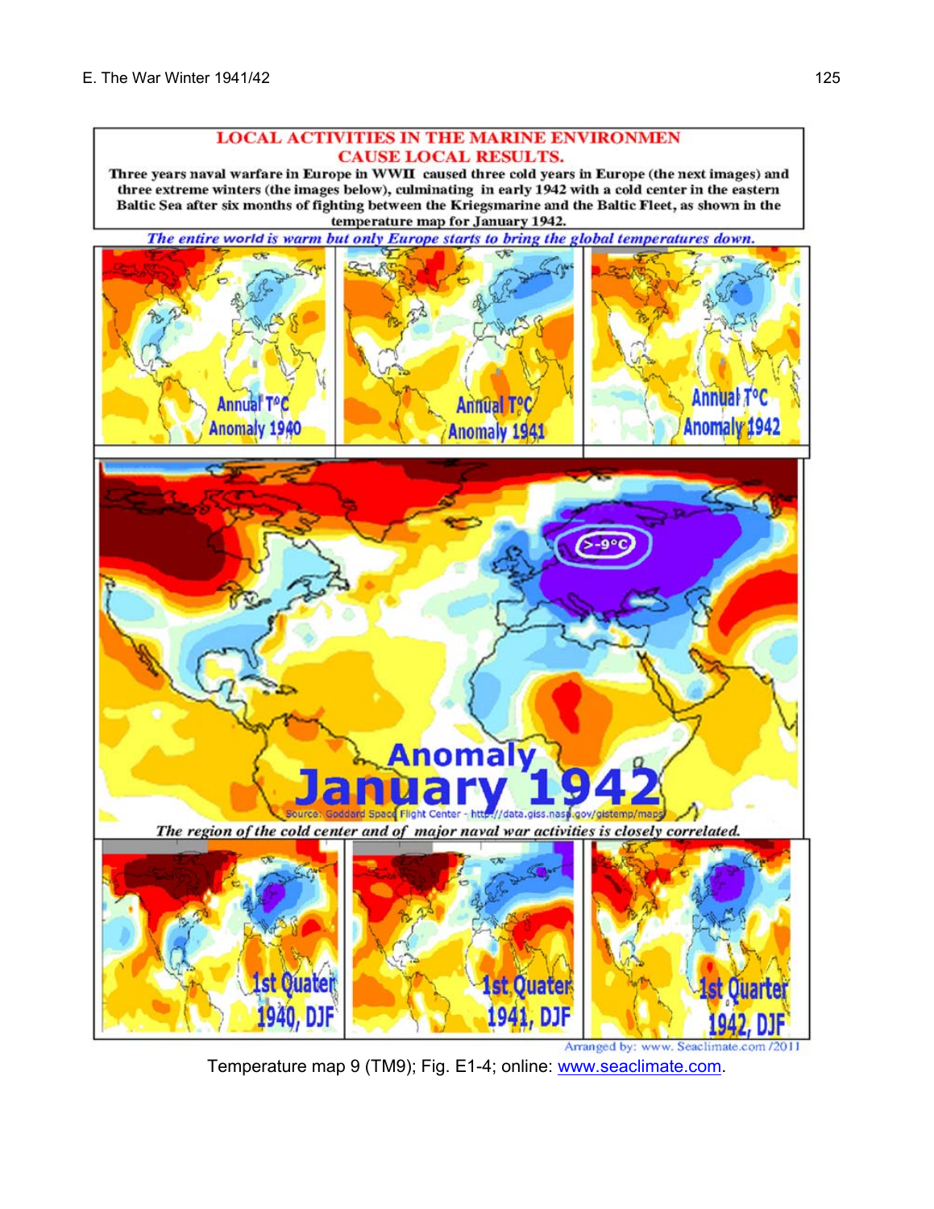**LOCAL ACTIVITIES IN THE MARINE ENVIRONMEN CAUSE LOCAL RESULTS.**

**Three years naval warfare in Europe in WWII caused three cold years in Europe (the next images) and three extreme winters (the images below), culminating in early 1942 with a cold center in the eastern Baltic Sea after six months of fighting between the Kriegsmarine and the Baltic Fleet, as shown in the temperature map for January 1942.**

***The entire world is warm but only Europe starts to bring the global temperatures down.***

Annual T°C Anomaly 1940

Annual T°C Anomaly 1941

Annual T°C Anomaly 1942

>-9°C

Anomaly January 1942

Source: Goddard Space Flight Center - http://data.giss.nasa.gov/gistemp/maps/

***The region of the cold center and of major naval war activities is closely correlated.***

1st Quater 1940, DJF

1st Quater 1941, DJF

1st Quarter 1942, DJF

Arranged by: www. Seaclimate.com /2011

Temperature map 9 (TM9); Fig. E1-4; online: www.seaclimate.com.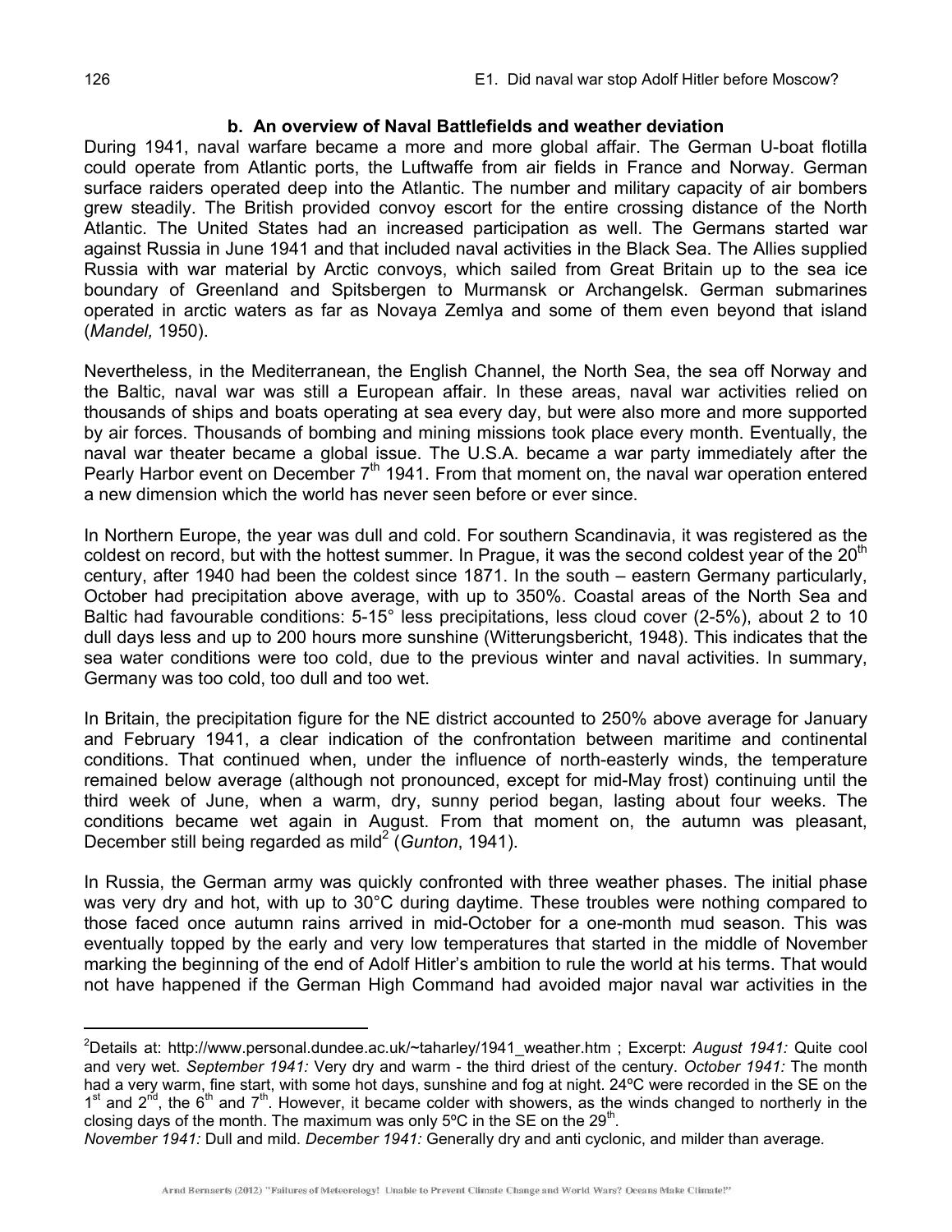### b. An overview of Naval Battlefields and weather deviation

During 1941, naval warfare became a more and more global affair. The German U-boat flotilla could operate from Atlantic ports, the Luftwaffe from air fields in France and Norway. German surface raiders operated deep into the Atlantic. The number and military capacity of air bombers grew steadily. The British provided convoy escort for the entire crossing distance of the North Atlantic. The United States had an increased participation as well. The Germans started war against Russia in June 1941 and that included naval activities in the Black Sea. The Allies supplied Russia with war material by Arctic convoys, which sailed from Great Britain up to the sea ice boundary of Greenland and Spitsbergen to Murmansk or Archangelsk. German submarines operated in arctic waters as far as Novaya Zemlya and some of them even beyond that island (*Mandel,* 1950).

Nevertheless, in the Mediterranean, the English Channel, the North Sea, the sea off Norway and the Baltic, naval war was still a European affair. In these areas, naval war activities relied on thousands of ships and boats operating at sea every day, but were also more and more supported by air forces. Thousands of bombing and mining missions took place every month. Eventually, the naval war theater became a global issue. The U.S.A. became a war party immediately after the Pearly Harbor event on December 7th 1941. From that moment on, the naval war operation entered a new dimension which the world has never seen before or ever since.

In Northern Europe, the year was dull and cold. For southern Scandinavia, it was registered as the coldest on record, but with the hottest summer. In Prague, it was the second coldest year of the 20th century, after 1940 had been the coldest since 1871. In the south – eastern Germany particularly, October had precipitation above average, with up to 350%. Coastal areas of the North Sea and Baltic had favourable conditions: 5-15° less precipitations, less cloud cover (2-5%), about 2 to 10 dull days less and up to 200 hours more sunshine (Witterungsbericht, 1948). This indicates that the sea water conditions were too cold, due to the previous winter and naval activities. In summary, Germany was too cold, too dull and too wet.

In Britain, the precipitation figure for the NE district accounted to 250% above average for January and February 1941, a clear indication of the confrontation between maritime and continental conditions. That continued when, under the influence of north-easterly winds, the temperature remained below average (although not pronounced, except for mid-May frost) continuing until the third week of June, when a warm, dry, sunny period began, lasting about four weeks. The conditions became wet again in August. From that moment on, the autumn was pleasant, December still being regarded as mild[2] (*Gunton*, 1941).

In Russia, the German army was quickly confronted with three weather phases. The initial phase was very dry and hot, with up to 30°C during daytime. These troubles were nothing compared to those faced once autumn rains arrived in mid-October for a one-month mud season. This was eventually topped by the early and very low temperatures that started in the middle of November marking the beginning of the end of Adolf Hitler's ambition to rule the world at his terms. That would not have happened if the German High Command had avoided major naval war activities in the

---

[2] Details at: http://www.personal.dundee.ac.uk/~taharley/1941_weather.htm ; Excerpt: *August 1941:* Quite cool and very wet. *September 1941:* Very dry and warm - the third driest of the century. *October 1941:* The month had a very warm, fine start, with some hot days, sunshine and fog at night. 24ºC were recorded in the SE on the 1st and 2nd, the 6th and 7th. However, it became colder with showers, as the winds changed to northerly in the closing days of the month. The maximum was only 5ºC in the SE on the 29th.
*November 1941:* Dull and mild. *December 1941:* Generally dry and anti cyclonic, and milder than average.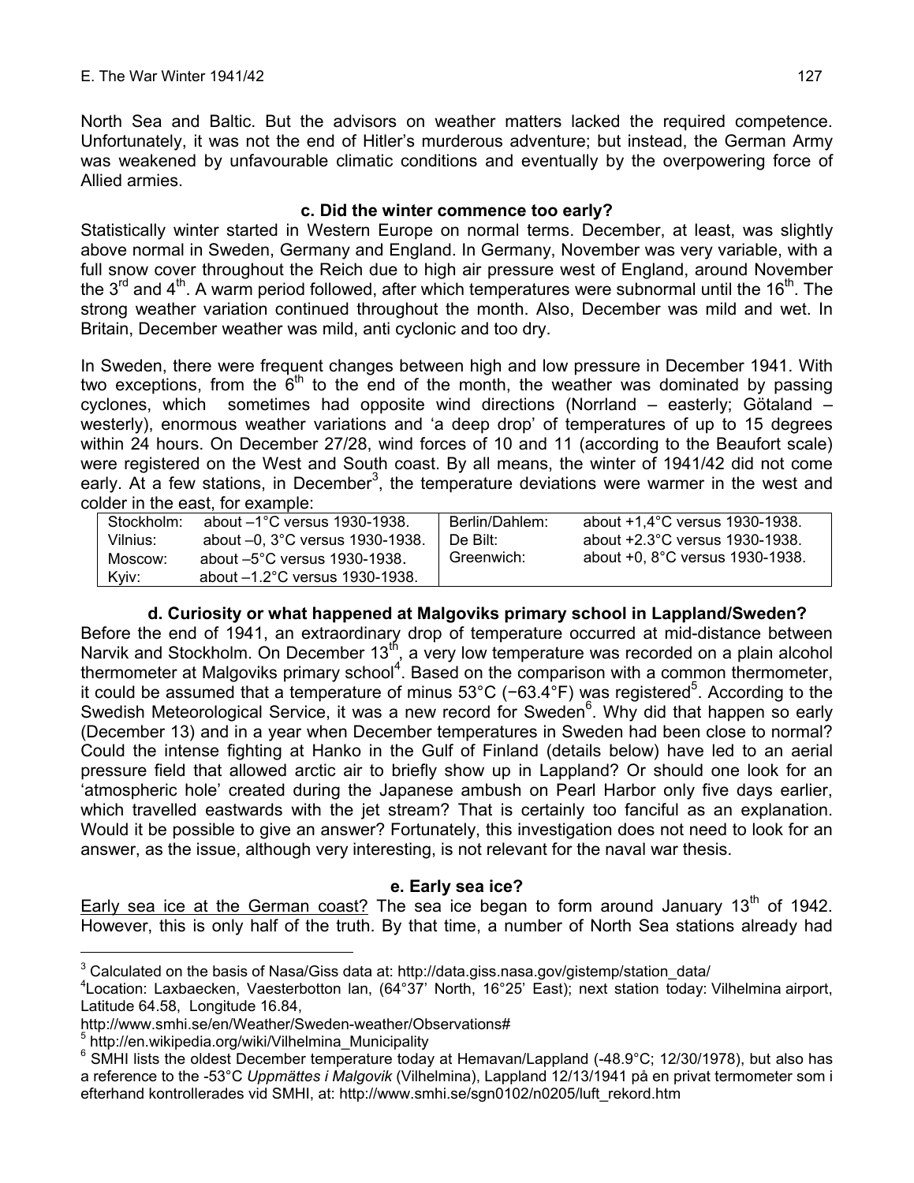North Sea and Baltic. But the advisors on weather matters lacked the required competence. Unfortunately, it was not the end of Hitler's murderous adventure; but instead, the German Army was weakened by unfavourable climatic conditions and eventually by the overpowering force of Allied armies.

### c. Did the winter commence too early?

Statistically winter started in Western Europe on normal terms. December, at least, was slightly above normal in Sweden, Germany and England. In Germany, November was very variable, with a full snow cover throughout the Reich due to high air pressure west of England, around November the 3rd and 4th. A warm period followed, after which temperatures were subnormal until the 16th. The strong weather variation continued throughout the month. Also, December was mild and wet. In Britain, December weather was mild, anti cyclonic and too dry.

In Sweden, there were frequent changes between high and low pressure in December 1941. With two exceptions, from the 6th to the end of the month, the weather was dominated by passing cyclones, which sometimes had opposite wind directions (Norrland – easterly; Götaland – westerly), enormous weather variations and 'a deep drop' of temperatures of up to 15 degrees within 24 hours. On December 27/28, wind forces of 10 and 11 (according to the Beaufort scale) were registered on the West and South coast. By all means, the winter of 1941/42 did not come early. At a few stations, in December[3], the temperature deviations were warmer in the west and colder in the east, for example:

| | | | |
|---|---|---|---|
| Stockholm: | about –1°C versus 1930-1938. | Berlin/Dahlem: | about +1,4°C versus 1930-1938. |
| Vilnius: | about –0, 3°C versus 1930-1938. | De Bilt: | about +2.3°C versus 1930-1938. |
| Moscow: | about –5°C versus 1930-1938. | Greenwich: | about +0, 8°C versus 1930-1938. |
| Kyiv: | about –1.2°C versus 1930-1938. | | |

### d. Curiosity or what happened at Malgoviks primary school in Lappland/Sweden?

Before the end of 1941, an extraordinary drop of temperature occurred at mid-distance between Narvik and Stockholm. On December 13th, a very low temperature was recorded on a plain alcohol thermometer at Malgoviks primary school[4]. Based on the comparison with a common thermometer, it could be assumed that a temperature of minus 53°C (−63.4°F) was registered[5]. According to the Swedish Meteorological Service, it was a new record for Sweden[6]. Why did that happen so early (December 13) and in a year when December temperatures in Sweden had been close to normal? Could the intense fighting at Hanko in the Gulf of Finland (details below) have led to an aerial pressure field that allowed arctic air to briefly show up in Lappland? Or should one look for an 'atmospheric hole' created during the Japanese ambush on Pearl Harbor only five days earlier, which travelled eastwards with the jet stream? That is certainly too fanciful as an explanation. Would it be possible to give an answer? Fortunately, this investigation does not need to look for an answer, as the issue, although very interesting, is not relevant for the naval war thesis.

### e. Early sea ice?

Early sea ice at the German coast? The sea ice began to form around January 13th of 1942. However, this is only half of the truth. By that time, a number of North Sea stations already had

---

[3] Calculated on the basis of Nasa/Giss data at: http://data.giss.nasa.gov/gistemp/station_data/

[4] Location: Laxbaecken, Vaesterbotton lan, (64°37' North, 16°25' East); next station today: Vilhelmina airport, Latitude 64.58, Longitude 16.84, http://www.smhi.se/en/Weather/Sweden-weather/Observations#

[5] http://en.wikipedia.org/wiki/Vilhelmina_Municipality

[6] SMHI lists the oldest December temperature today at Hemavan/Lappland (-48.9°C; 12/30/1978), but also has a reference to the -53°C *Uppmättes i Malgovik* (Vilhelmina), Lappland 12/13/1941 på en privat termometer som i efterhand kontrollerades vid SMHI, at: http://www.smhi.se/sgn0102/n0205/luft_rekord.htm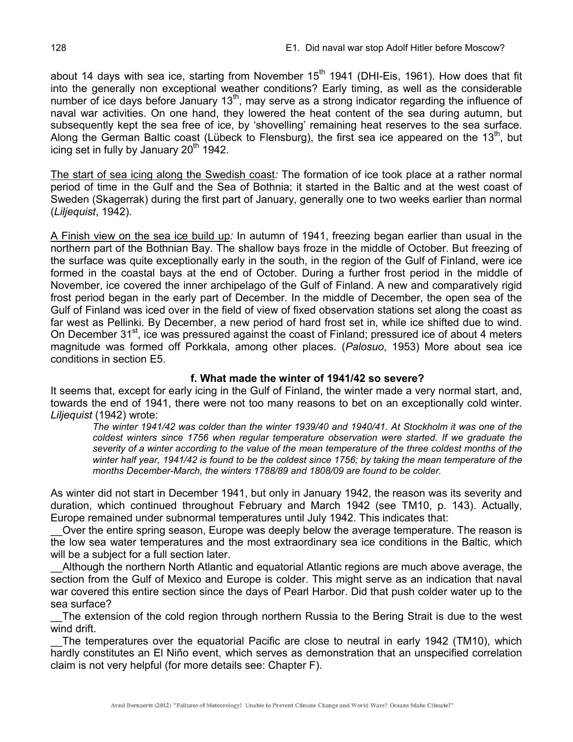about 14 days with sea ice, starting from November 15th 1941 (DHI-Eis, 1961). How does that fit into the generally non exceptional weather conditions? Early timing, as well as the considerable number of ice days before January 13th, may serve as a strong indicator regarding the influence of naval war activities. On one hand, they lowered the heat content of the sea during autumn, but subsequently kept the sea free of ice, by 'shovelling' remaining heat reserves to the sea surface. Along the German Baltic coast (Lübeck to Flensburg), the first sea ice appeared on the 13th, but icing set in fully by January 20th 1942.

<u>The start of sea icing along the Swedish coast</u>*:* The formation of ice took place at a rather normal period of time in the Gulf and the Sea of Bothnia; it started in the Baltic and at the west coast of Sweden (Skagerrak) during the first part of January, generally one to two weeks earlier than normal (*Liljequist*, 1942).

<u>A Finish view on the sea ice build up</u>*:* In autumn of 1941, freezing began earlier than usual in the northern part of the Bothnian Bay. The shallow bays froze in the middle of October. But freezing of the surface was quite exceptionally early in the south, in the region of the Gulf of Finland, were ice formed in the coastal bays at the end of October. During a further frost period in the middle of November, ice covered the inner archipelago of the Gulf of Finland. A new and comparatively rigid frost period began in the early part of December. In the middle of December, the open sea of the Gulf of Finland was iced over in the field of view of fixed observation stations set along the coast as far west as Pellinki. By December, a new period of hard frost set in, while ice shifted due to wind. On December 31st, ice was pressured against the coast of Finland; pressured ice of about 4 meters magnitude was formed off Porkkala, among other places. (*Palosuo*, 1953) More about sea ice conditions in section E5.

### f. What made the winter of 1941/42 so severe?

It seems that, except for early icing in the Gulf of Finland, the winter made a very normal start, and, towards the end of 1941, there were not too many reasons to bet on an exceptionally cold winter. *Liljequist* (1942) wrote:

> *The winter 1941/42 was colder than the winter 1939/40 and 1940/41. At Stockholm it was one of the coldest winters since 1756 when regular temperature observation were started. If we graduate the severity of a winter according to the value of the mean temperature of the three coldest months of the winter half year, 1941/42 is found to be the coldest since 1756; by taking the mean temperature of the months December-March, the winters 1788/89 and 1808/09 are found to be colder.*

As winter did not start in December 1941, but only in January 1942, the reason was its severity and duration, which continued throughout February and March 1942 (see TM10, p. 143). Actually, Europe remained under subnormal temperatures until July 1942. This indicates that:

__Over the entire spring season, Europe was deeply below the average temperature. The reason is the low sea water temperatures and the most extraordinary sea ice conditions in the Baltic, which will be a subject for a full section later.

__Although the northern North Atlantic and equatorial Atlantic regions are much above average, the section from the Gulf of Mexico and Europe is colder. This might serve as an indication that naval war covered this entire section since the days of Pearl Harbor. Did that push colder water up to the sea surface?

__The extension of the cold region through northern Russia to the Bering Strait is due to the west wind drift.

__The temperatures over the equatorial Pacific are close to neutral in early 1942 (TM10), which hardly constitutes an El Niño event, which serves as demonstration that an unspecified correlation claim is not very helpful (for more details see: Chapter F).